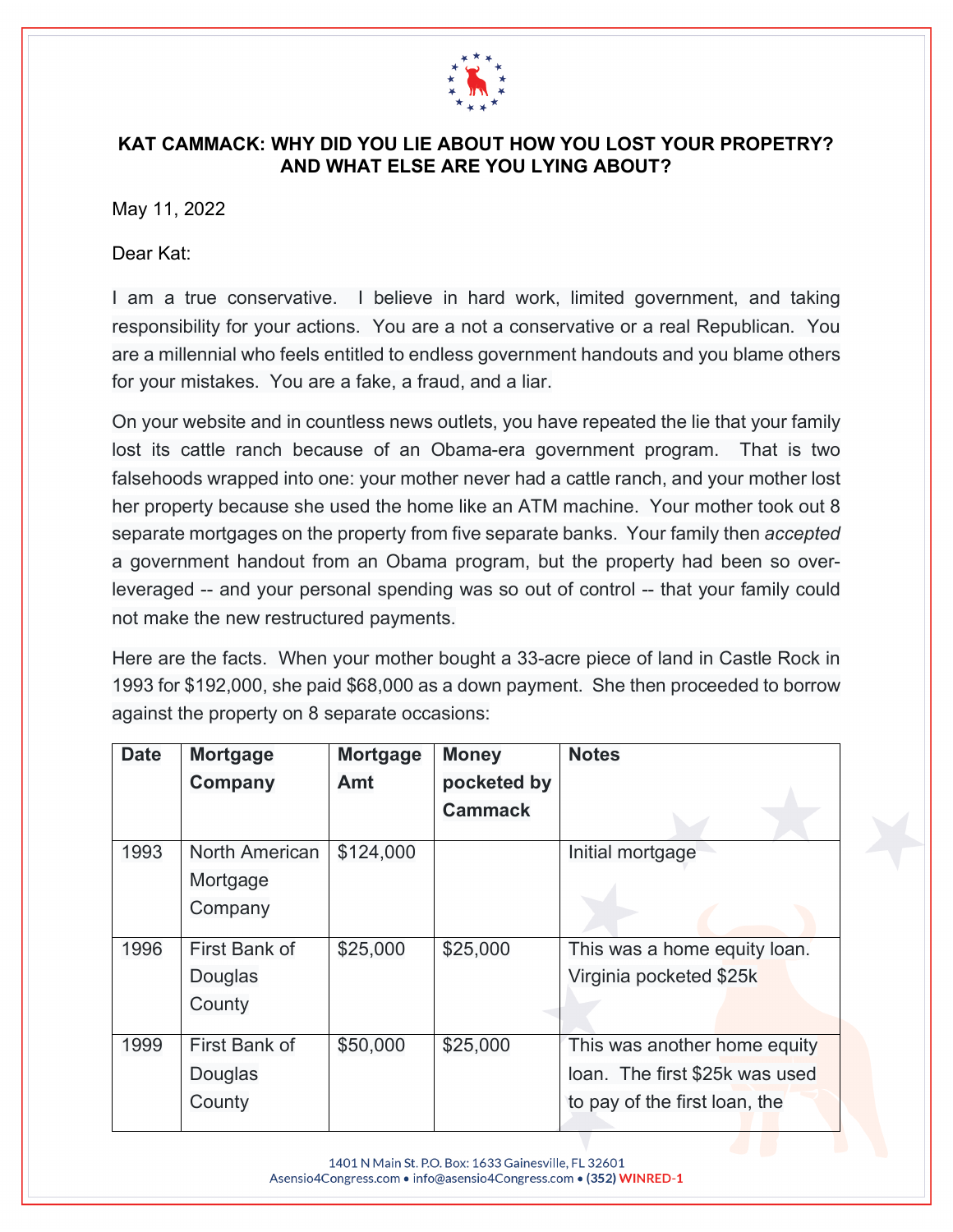# KAT CAMMACK: WHY DID YOU LIE ABOUT HOW YOU LOST YOUR PROPETRY? AND WHAT ELSE ARE YOU LYING ABOUT?

May 11, 2022

Dear Kat:

I am a true conservative. I believe in hard work, limited government, and taking responsibility for your actions. You are a not a conservative or a real Republican. You are a millennial who feels entitled to endless government handouts and you blame others for your mistakes. You are a fake, a fraud, and a liar.

On your website and in countless news outlets, you have repeated the lie that your family lost its cattle ranch because of an Obama-era government program. That is two falsehoods wrapped into one: your mother never had a cattle ranch, and your mother lost her property because she used the home like an ATM machine. Your mother took out 8 separate mortgages on the property from five separate banks. Your family then *accepted* a government handout from an Obama program, but the property had been so over-leveraged -- and your personal spending was so out of control -- that your family could not make the new restructured payments.

Here are the facts. When your mother bought a 33-acre piece of land in Castle Rock in 1993 for $192,000, she paid $68,000 as a down payment. She then proceeded to borrow against the property on 8 separate occasions:

| Date | Mortgage Company | Mortgage Amt | Money pocketed by Cammack | Notes |
|---|---|---|---|---|
| 1993 | North American Mortgage Company | $124,000 | | Initial mortgage |
| 1996 | First Bank of Douglas County | $25,000 | $25,000 | This was a home equity loan. Virginia pocketed $25k |
| 1999 | First Bank of Douglas County | $50,000 | $25,000 | This was another home equity loan. The first $25k was used to pay of the first loan, the |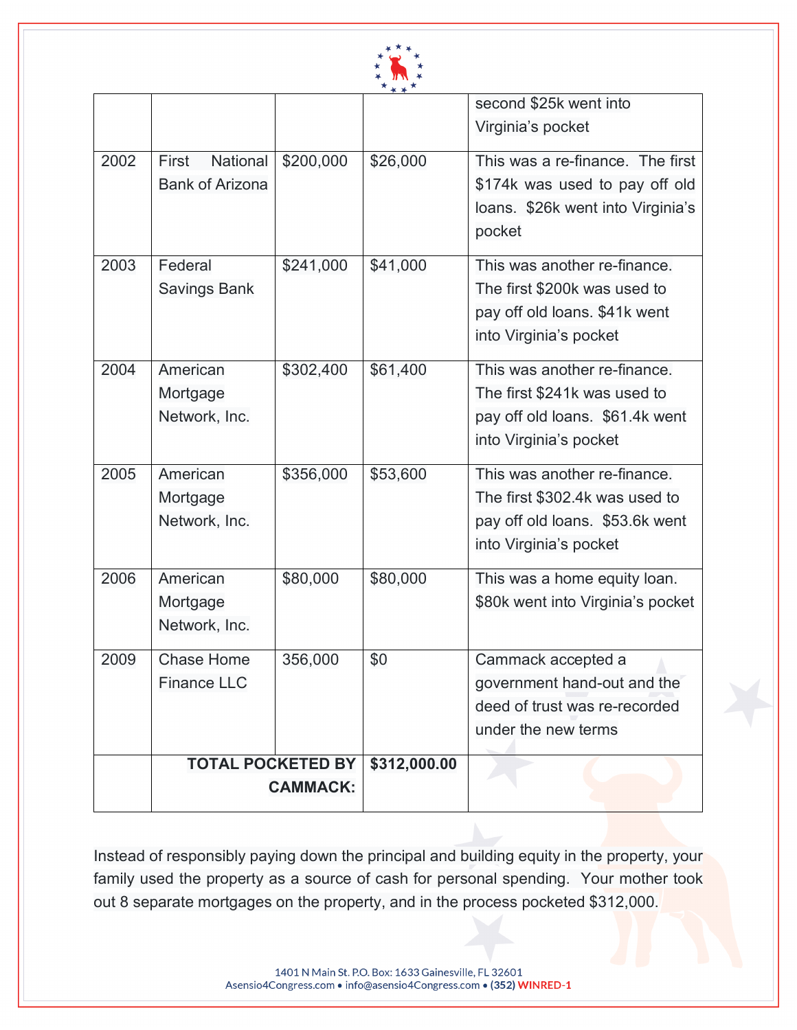| | | | | second $25k went into Virginia's pocket |
|---|---|---|---|---|
| 2002 | First National Bank of Arizona | $200,000 | $26,000 | This was a re-finance. The first $174k was used to pay off old loans. $26k went into Virginia's pocket |
| 2003 | Federal Savings Bank | $241,000 | $41,000 | This was another re-finance. The first $200k was used to pay off old loans. $41k went into Virginia's pocket |
| 2004 | American Mortgage Network, Inc. | $302,400 | $61,400 | This was another re-finance. The first $241k was used to pay off old loans. $61.4k went into Virginia's pocket |
| 2005 | American Mortgage Network, Inc. | $356,000 | $53,600 | This was another re-finance. The first $302.4k was used to pay off old loans. $53.6k went into Virginia's pocket |
| 2006 | American Mortgage Network, Inc. | $80,000 | $80,000 | This was a home equity loan. $80k went into Virginia's pocket |
| 2009 | Chase Home Finance LLC | 356,000 | $0 | Cammack accepted a government hand-out and the deed of trust was re-recorded under the new terms |
| | **TOTAL POCKETED BY CAMMACK:** | | **$312,000.00** | |

Instead of responsibly paying down the principal and building equity in the property, your family used the property as a source of cash for personal spending. Your mother took out 8 separate mortgages on the property, and in the process pocketed $312,000.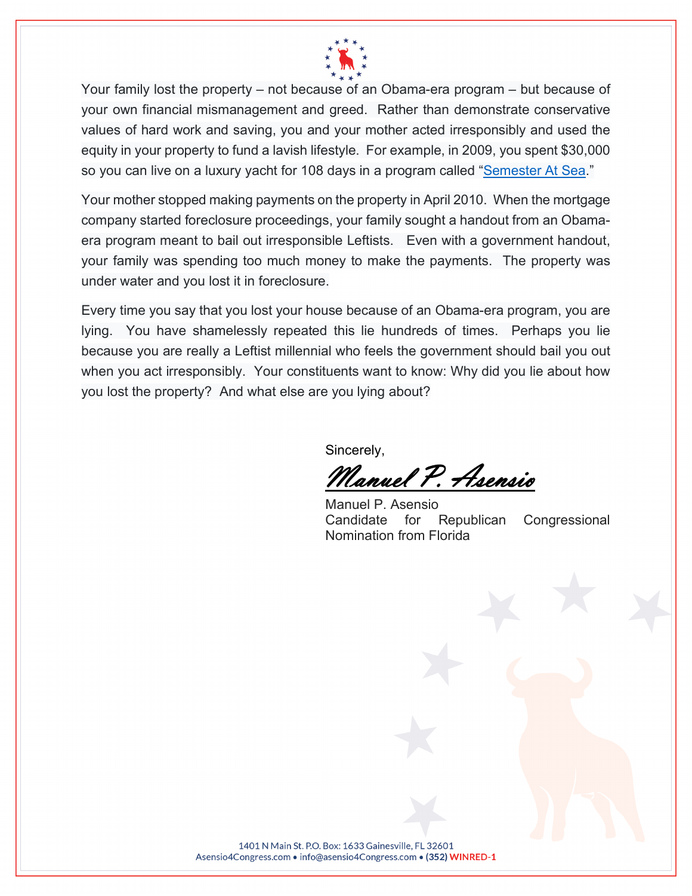Your family lost the property – not because of an Obama-era program – but because of your own financial mismanagement and greed. Rather than demonstrate conservative values of hard work and saving, you and your mother acted irresponsibly and used the equity in your property to fund a lavish lifestyle. For example, in 2009, you spent $30,000 so you can live on a luxury yacht for 108 days in a program called "Semester At Sea."

Your mother stopped making payments on the property in April 2010. When the mortgage company started foreclosure proceedings, your family sought a handout from an Obama-era program meant to bail out irresponsible Leftists. Even with a government handout, your family was spending too much money to make the payments. The property was under water and you lost it in foreclosure.

Every time you say that you lost your house because of an Obama-era program, you are lying. You have shamelessly repeated this lie hundreds of times. Perhaps you lie because you are really a Leftist millennial who feels the government should bail you out when you act irresponsibly. Your constituents want to know: Why did you lie about how you lost the property? And what else are you lying about?

Sincerely,

*Manuel P. Asensio*

Manuel P. Asensio
Candidate for Republican Congressional Nomination from Florida

1401 N Main St. P.O. Box: 1633 Gainesville, FL 32601
Asensio4Congress.com • info@asensio4Congress.com • (352) WINRED-1